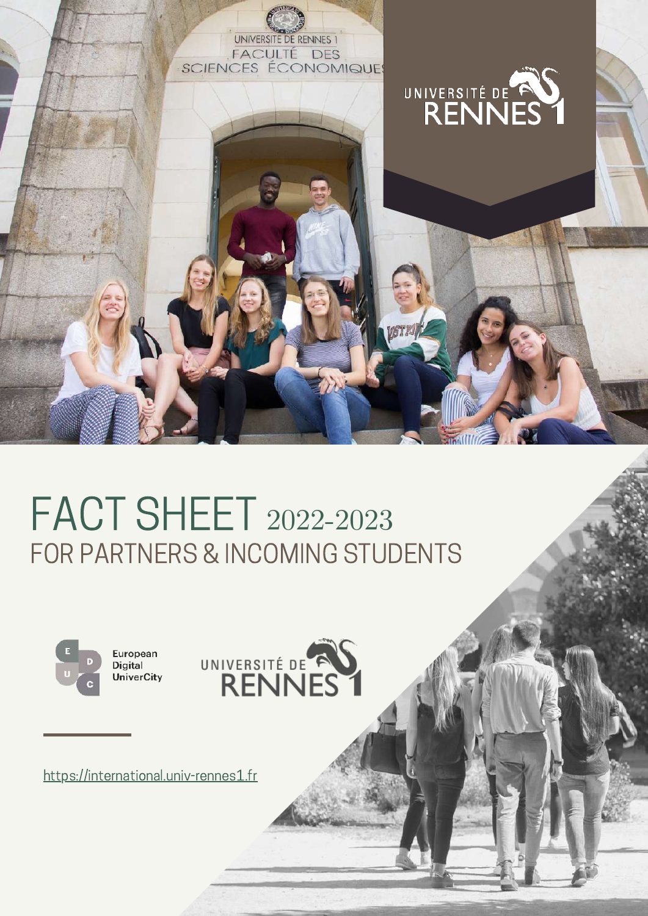# FACT SHEET 2022-2023

## FOR PARTNERS & INCOMING STUDENTS

European Digital UniverCity

UNIVERSITÉ DE RENNES 1

https://international.univ-rennes1.fr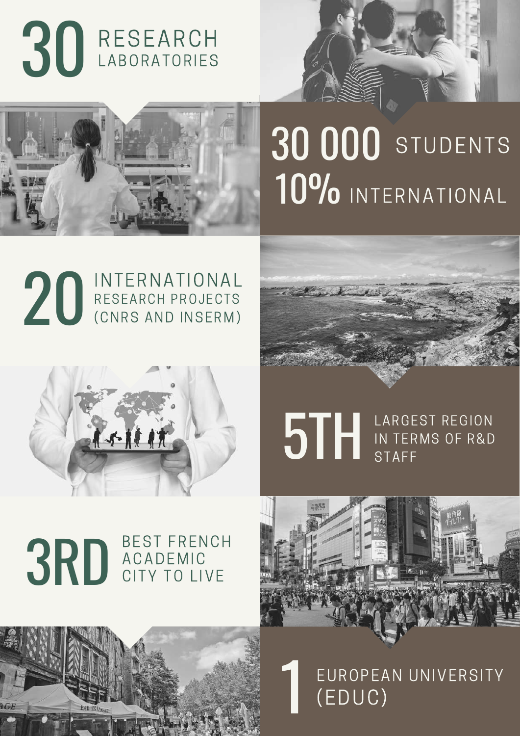**30** RESEARCH LABORATORIES

**30 000** STUDENTS
**10%** INTERNATIONAL

**20** INTERNATIONAL RESEARCH PROJECTS (CNRS AND INSERM)

**5TH** LARGEST REGION IN TERMS OF R&D STAFF

**3RD** BEST FRENCH ACADEMIC CITY TO LIVE

**1** EUROPEAN UNIVERSITY (EDUC)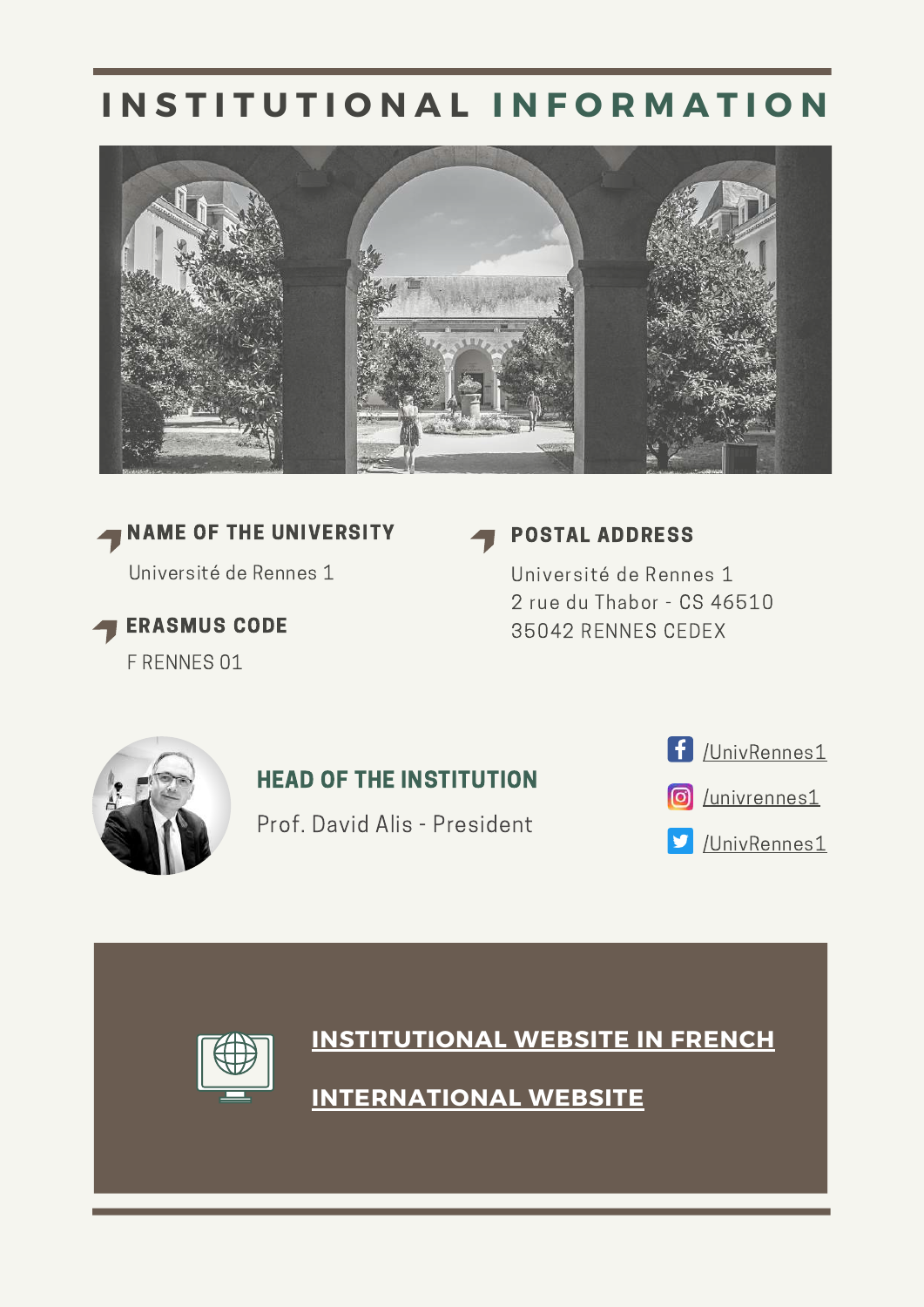# INSTITUTIONAL INFORMATION

### NAME OF THE UNIVERSITY

Université de Rennes 1

### ERASMUS CODE

F RENNES 01

### POSTAL ADDRESS

Université de Rennes 1
2 rue du Thabor - CS 46510
35042 RENNES CEDEX

### HEAD OF THE INSTITUTION

Prof. David Alis - President

/UnivRennes1

/univrennes1

/UnivRennes1

**INSTITUTIONAL WEBSITE IN FRENCH**

**INTERNATIONAL WEBSITE**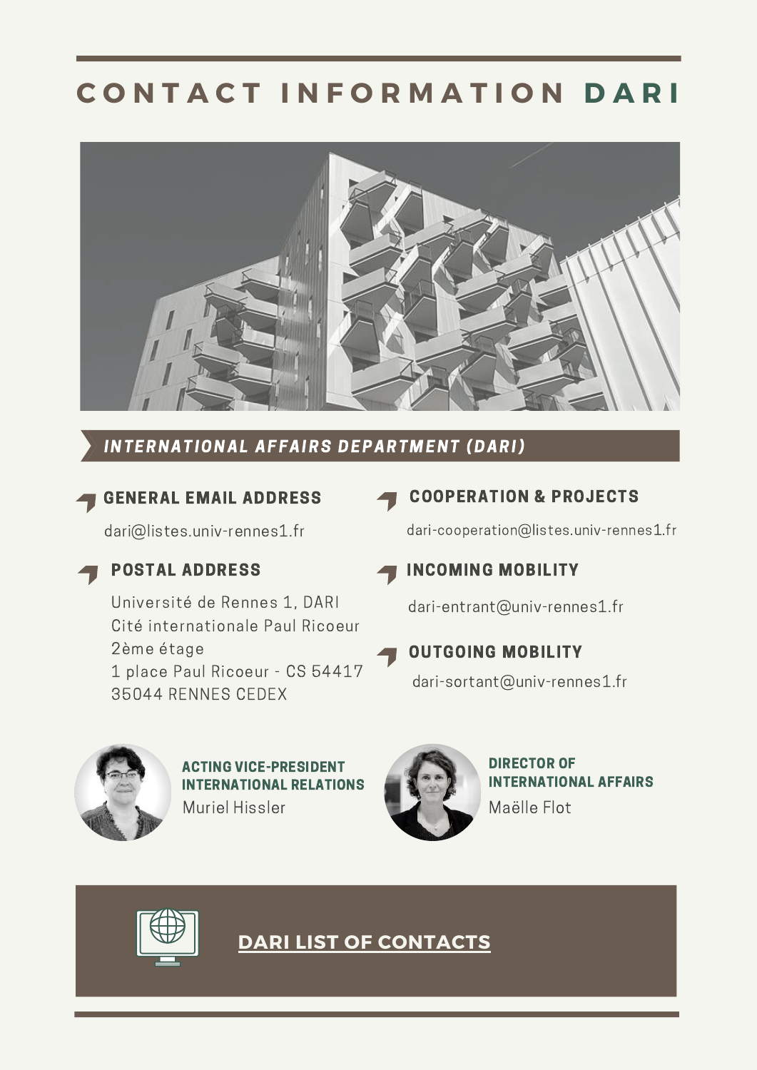# CONTACT INFORMATION DARI

## *INTERNATIONAL AFFAIRS DEPARTMENT (DARI)*

### GENERAL EMAIL ADDRESS

dari@listes.univ-rennes1.fr

### POSTAL ADDRESS

Université de Rennes 1, DARI
Cité internationale Paul Ricoeur
2ème étage
1 place Paul Ricoeur - CS 54417
35044 RENNES CEDEX

### COOPERATION & PROJECTS

dari-cooperation@listes.univ-rennes1.fr

### INCOMING MOBILITY

dari-entrant@univ-rennes1.fr

### OUTGOING MOBILITY

dari-sortant@univ-rennes1.fr

**ACTING VICE-PRESIDENT INTERNATIONAL RELATIONS**
Muriel Hissler

**DIRECTOR OF INTERNATIONAL AFFAIRS**
Maëlle Flot

**DARI LIST OF CONTACTS**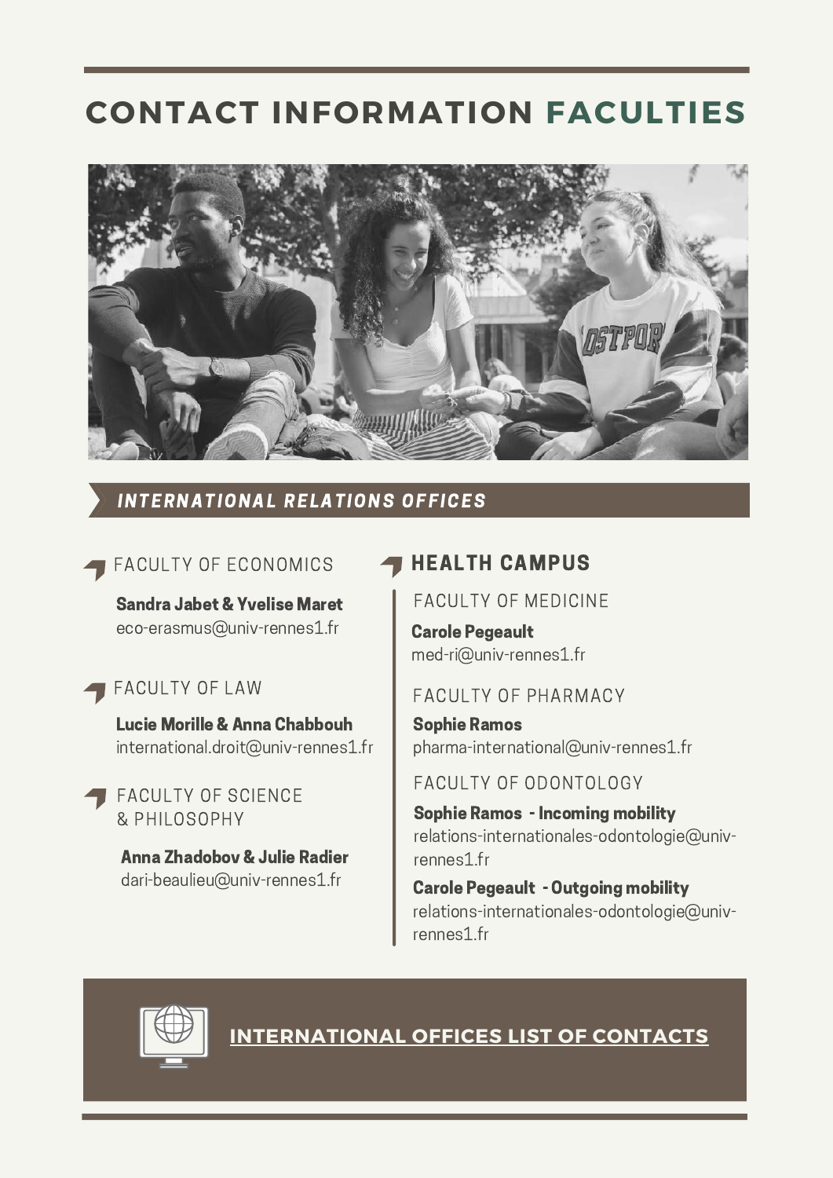# CONTACT INFORMATION FACULTIES

## INTERNATIONAL RELATIONS OFFICES

### FACULTY OF ECONOMICS

**Sandra Jabet & Yvelise Maret**
eco-erasmus@univ-rennes1.fr

### FACULTY OF LAW

**Lucie Morille & Anna Chabbouh**
international.droit@univ-rennes1.fr

### FACULTY OF SCIENCE & PHILOSOPHY

**Anna Zhadobov & Julie Radier**
dari-beaulieu@univ-rennes1.fr

### HEALTH CAMPUS

#### FACULTY OF MEDICINE

**Carole Pegeault**
med-ri@univ-rennes1.fr

#### FACULTY OF PHARMACY

**Sophie Ramos**
pharma-international@univ-rennes1.fr

#### FACULTY OF ODONTOLOGY

**Sophie Ramos - Incoming mobility**
relations-internationales-odontologie@univ-rennes1.fr

**Carole Pegeault - Outgoing mobility**
relations-internationales-odontologie@univ-rennes1.fr

**INTERNATIONAL OFFICES LIST OF CONTACTS**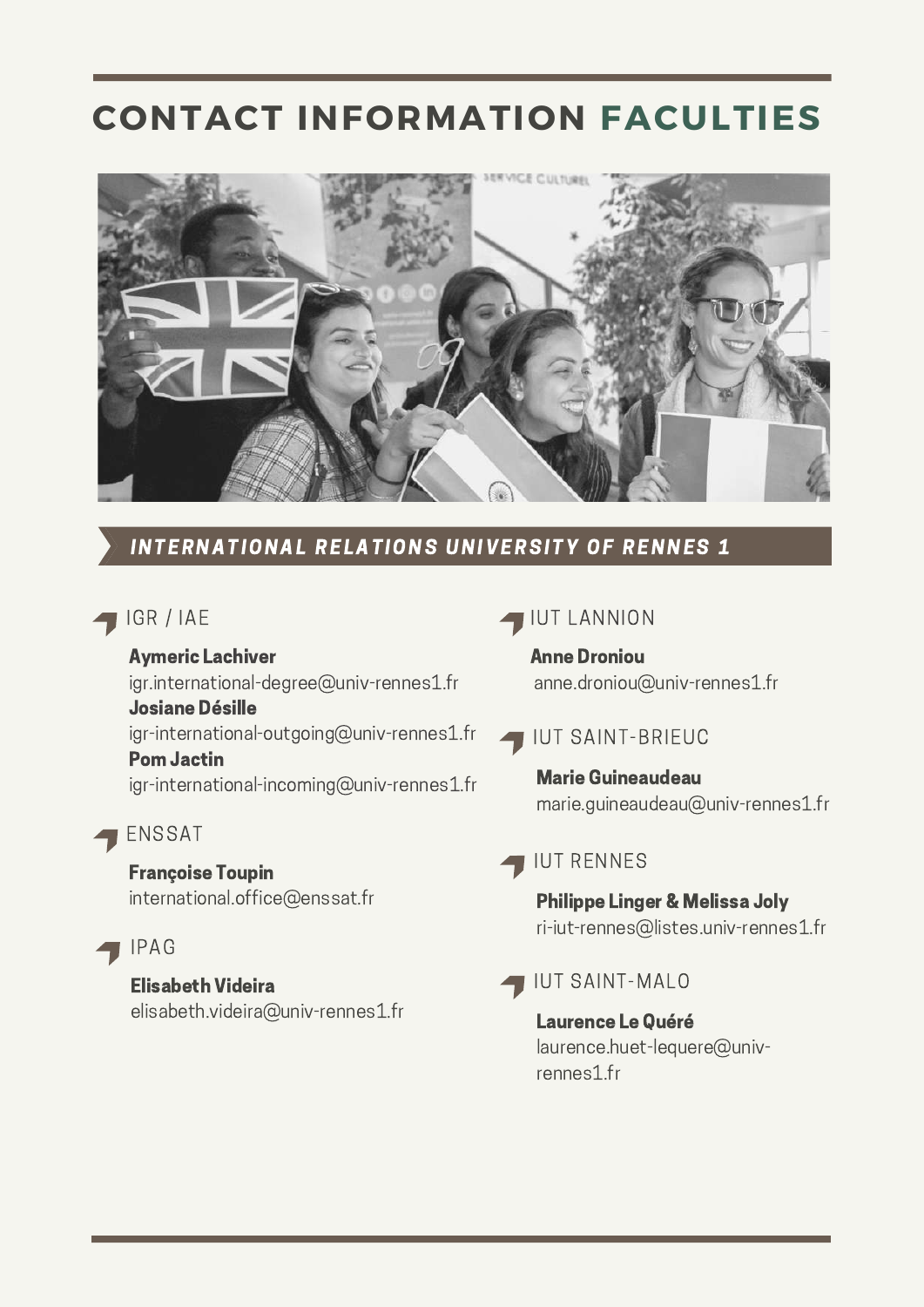# CONTACT INFORMATION FACULTIES

## INTERNATIONAL RELATIONS UNIVERSITY OF RENNES 1

### IGR / IAE

**Aymeric Lachiver**
igr.international-degree@univ-rennes1.fr
**Josiane Désille**
igr-international-outgoing@univ-rennes1.fr
**Pom Jactin**
igr-international-incoming@univ-rennes1.fr

### ENSSAT

**Françoise Toupin**
international.office@enssat.fr

### IPAG

**Elisabeth Videira**
elisabeth.videira@univ-rennes1.fr

### IUT LANNION

**Anne Droniou**
anne.droniou@univ-rennes1.fr

### IUT SAINT-BRIEUC

**Marie Guineaudeau**
marie.guineaudeau@univ-rennes1.fr

### IUT RENNES

**Philippe Linger & Melissa Joly**
ri-iut-rennes@listes.univ-rennes1.fr

### IUT SAINT-MALO

**Laurence Le Quéré**
laurence.huet-lequere@univ-rennes1.fr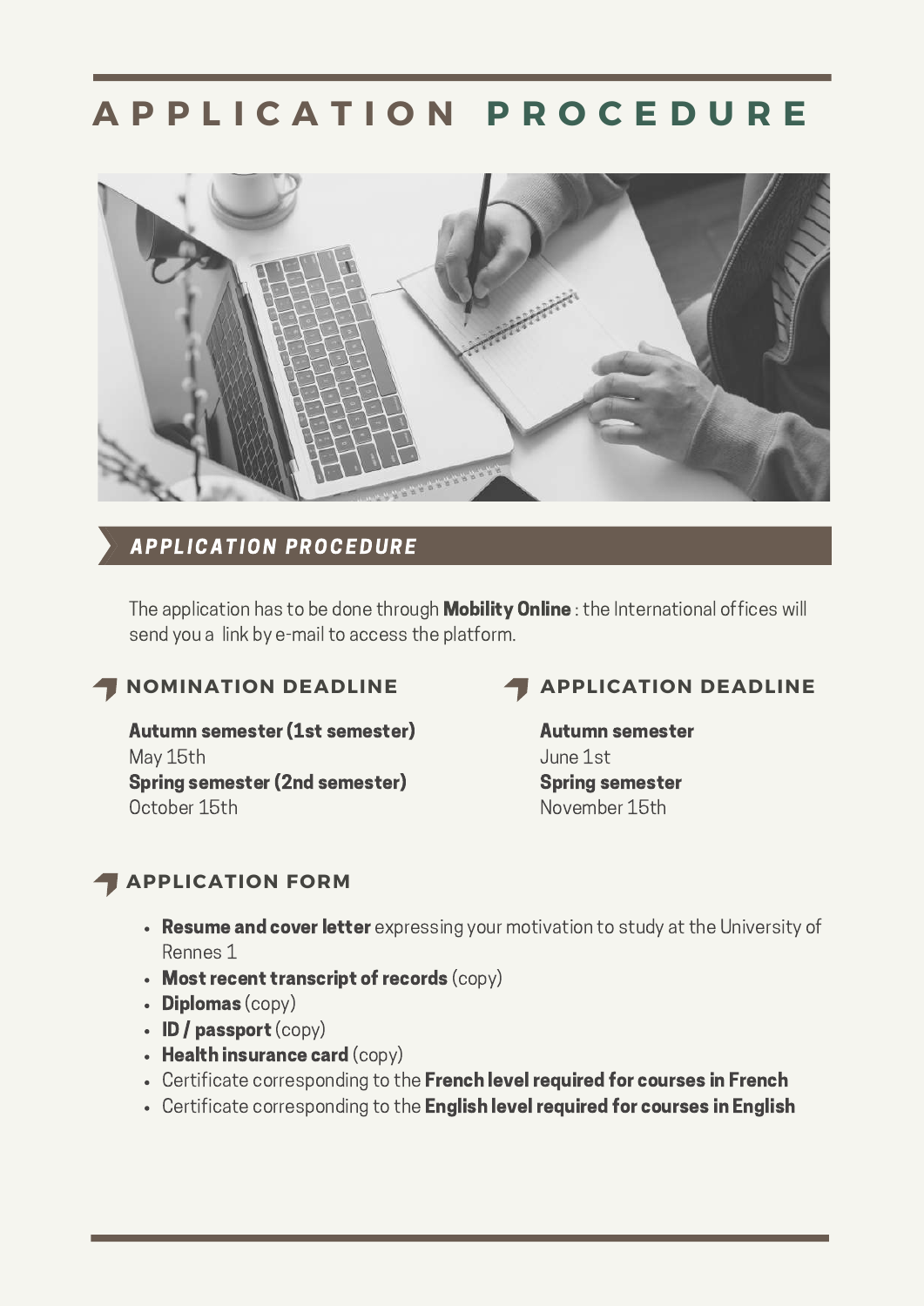# APPLICATION PROCEDURE

## *APPLICATION PROCEDURE*

The application has to be done through **Mobility Online** : the International offices will send you a link by e-mail to access the platform.

### NOMINATION DEADLINE

**Autumn semester (1st semester)**
May 15th
**Spring semester (2nd semester)**
October 15th

### APPLICATION DEADLINE

**Autumn semester**
June 1st
**Spring semester**
November 15th

### APPLICATION FORM

- **Resume and cover letter** expressing your motivation to study at the University of Rennes 1
- **Most recent transcript of records** (copy)
- **Diplomas** (copy)
- **ID / passport** (copy)
- **Health insurance card** (copy)
- Certificate corresponding to the **French level required for courses in French**
- Certificate corresponding to the **English level required for courses in English**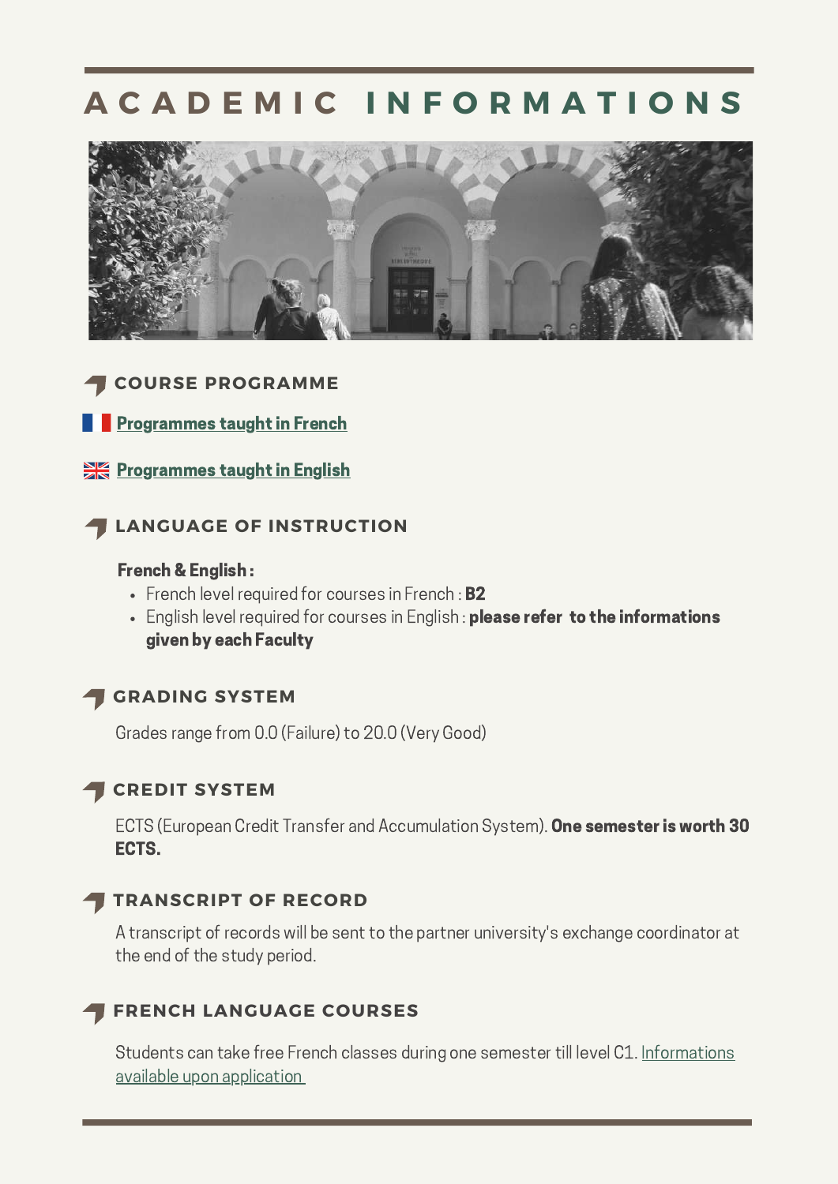# ACADEMIC INFORMATIONS

## COURSE PROGRAMME

[Programmes taught in French]

[Programmes taught in English]

## LANGUAGE OF INSTRUCTION

**French & English :**

- French level required for courses in French : **B2**
- English level required for courses in English : **please refer to the informations given by each Faculty**

## GRADING SYSTEM

Grades range from 0.0 (Failure) to 20.0 (Very Good)

## CREDIT SYSTEM

ECTS (European Credit Transfer and Accumulation System). **One semester is worth 30 ECTS.**

## TRANSCRIPT OF RECORD

A transcript of records will be sent to the partner university's exchange coordinator at the end of the study period.

## FRENCH LANGUAGE COURSES

Students can take free French classes during one semester till level C1. Informations available upon application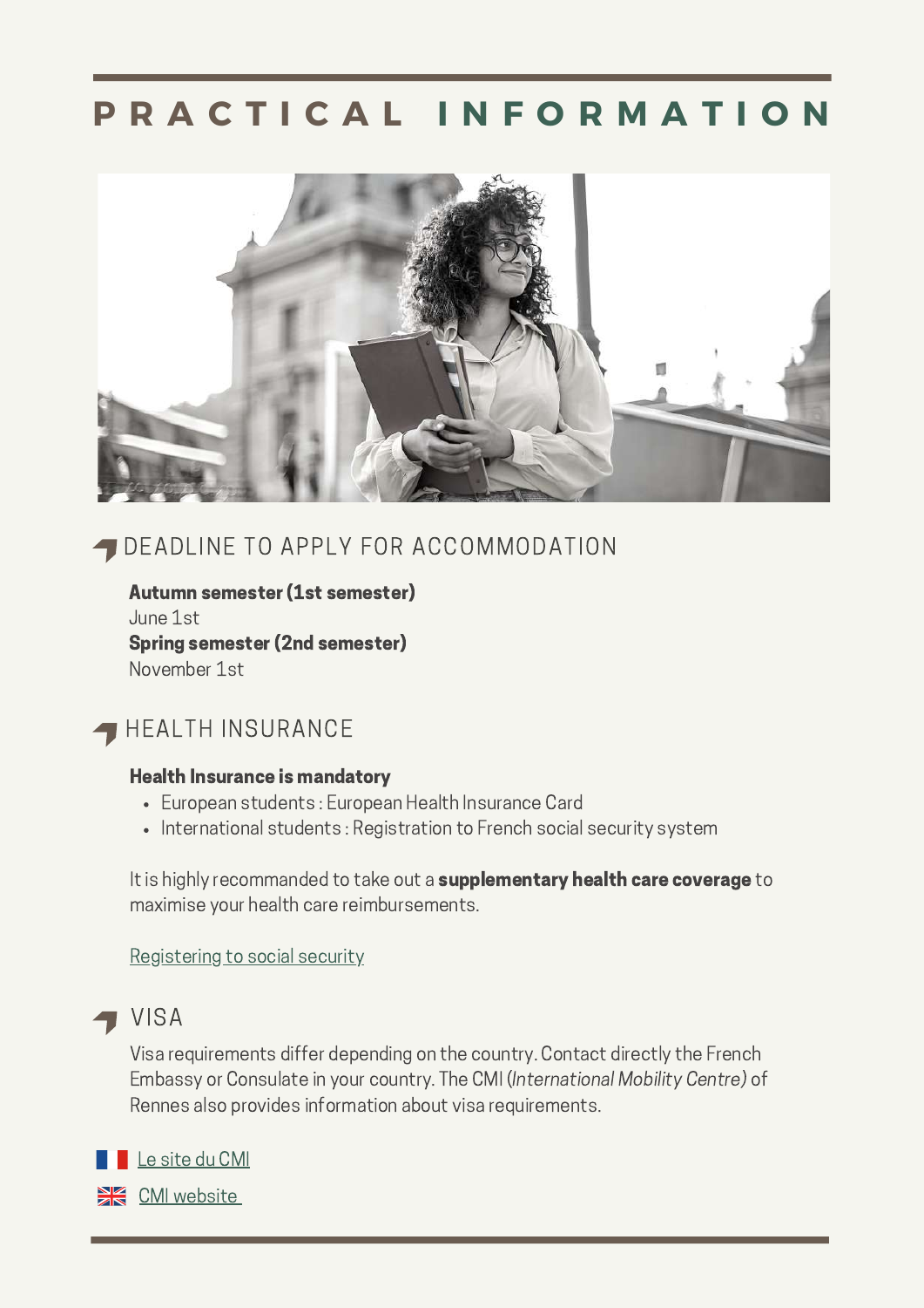# PRACTICAL INFORMATION

## DEADLINE TO APPLY FOR ACCOMMODATION

**Autumn semester (1st semester)**
June 1st
**Spring semester (2nd semester)**
November 1st

## HEALTH INSURANCE

**Health Insurance is mandatory**

- European students : European Health Insurance Card
- International students : Registration to French social security system

It is highly recommanded to take out a **supplementary health care coverage** to maximise your health care reimbursements.

Registering to social security

## VISA

Visa requirements differ depending on the country. Contact directly the French Embassy or Consulate in your country. The CMI (*International Mobility Centre)* of Rennes also provides information about visa requirements.

Le site du CMI

CMI website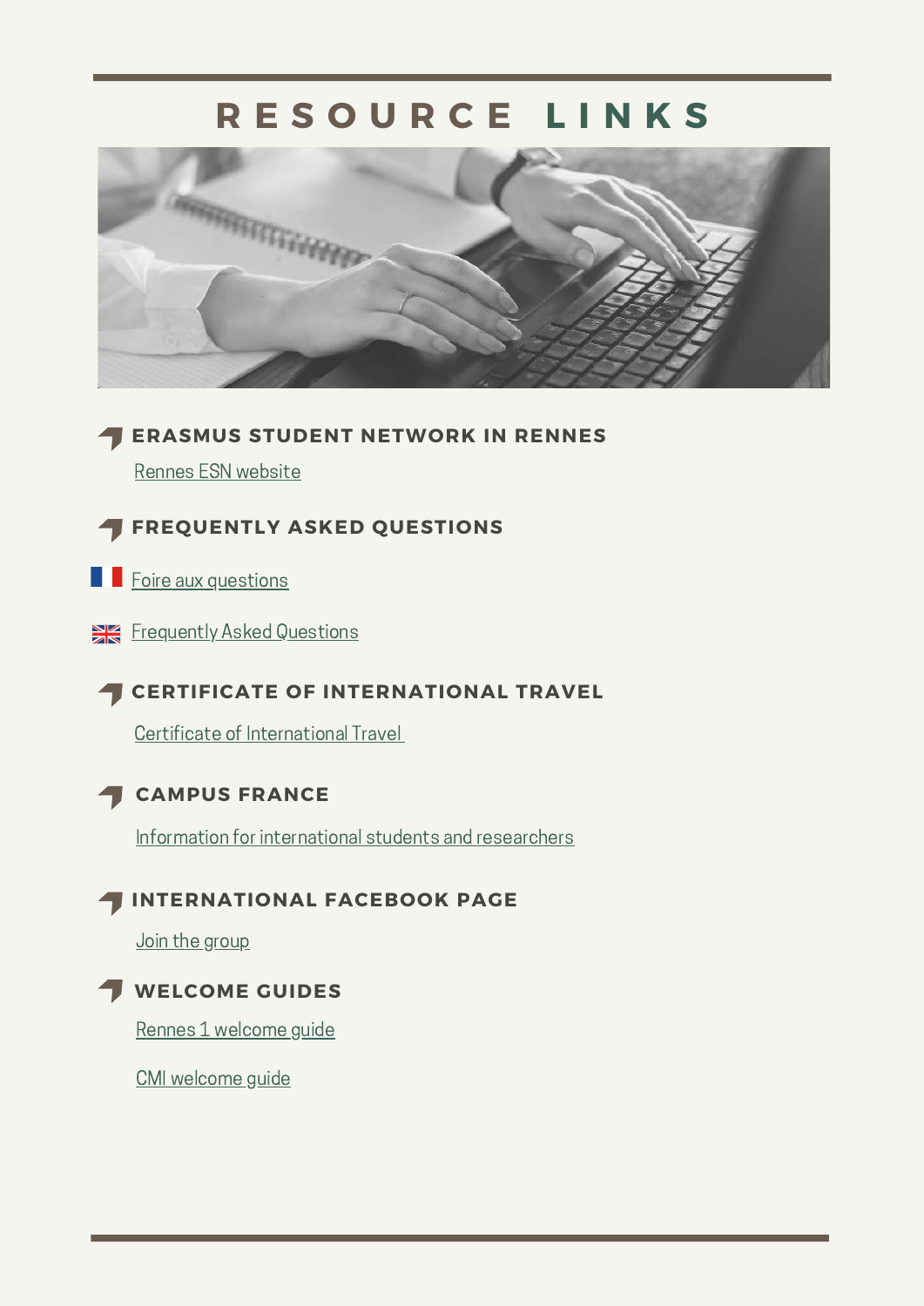# RESOURCE LINKS

### ERASMUS STUDENT NETWORK IN RENNES

Rennes ESN website

### FREQUENTLY ASKED QUESTIONS

Foire aux questions

Frequently Asked Questions

### CERTIFICATE OF INTERNATIONAL TRAVEL

Certificate of International Travel

### CAMPUS FRANCE

Information for international students and researchers

### INTERNATIONAL FACEBOOK PAGE

Join the group

### WELCOME GUIDES

Rennes 1 welcome guide

CMI welcome guide